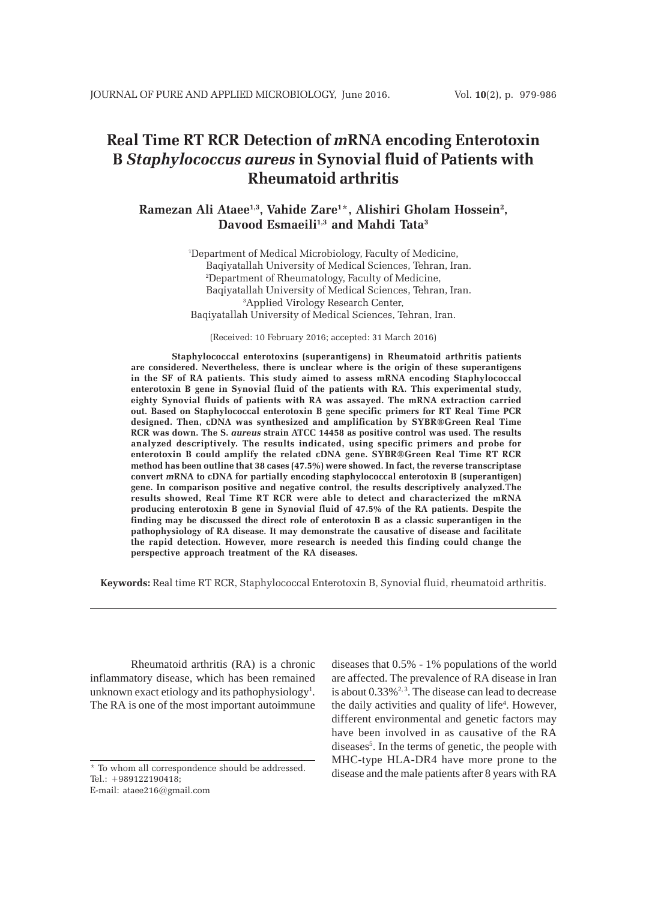# Real Time RT RCR Detection of *m*RNA encoding Enterotoxin B *Staphylococcus aureus* in Synovial fluid of Patients with Rheumatoid arthritis

**Ramezan Ali Ataee[1,3], Vahide Zare[1*], Alishiri Gholam Hossein[2], Davood Esmaeili[1,3] and Mahdi Tata[3]**

[1]Department of Medical Microbiology, Faculty of Medicine, Baqiyatallah University of Medical Sciences, Tehran, Iran.
[2]Department of Rheumatology, Faculty of Medicine, Baqiyatallah University of Medical Sciences, Tehran, Iran.
[3]Applied Virology Research Center, Baqiyatallah University of Medical Sciences, Tehran, Iran.

(Received: 10 February 2016; accepted: 31 March 2016)

**Staphylococcal enterotoxins (superantigens) in Rheumatoid arthritis patients are considered. Nevertheless, there is unclear where is the origin of these superantigens in the SF of RA patients. This study aimed to assess mRNA encoding Staphylococcal enterotoxin B gene in Synovial fluid of the patients with RA. This experimental study, eighty Synovial fluids of patients with RA was assayed. The mRNA extraction carried out. Based on Staphylococcal enterotoxin B gene specific primers for RT Real Time PCR designed. Then, cDNA was synthesized and amplification by SYBR®Green Real Time RCR was down. The S. *aureus* strain ATCC 14458 as positive control was used. The results analyzed descriptively. The results indicated, using specific primers and probe for enterotoxin B could amplify the related cDNA gene. SYBR®Green Real Time RT RCR method has been outline that 38 cases (47.5%) were showed. In fact, the reverse transcriptase convert *m*RNA to cDNA for partially encoding staphylococcal enterotoxin B (superantigen) gene. In comparison positive and negative control, the results descriptively analyzed.The results showed, Real Time RT RCR were able to detect and characterized the mRNA producing enterotoxin B gene in Synovial fluid of 47.5% of the RA patients. Despite the finding may be discussed the direct role of enterotoxin B as a classic superantigen in the pathophysiology of RA disease. It may demonstrate the causative of disease and facilitate the rapid detection. However, more research is needed this finding could change the perspective approach treatment of the RA diseases.**

**Keywords:** Real time RT RCR, Staphylococcal Enterotoxin B, Synovial fluid, rheumatoid arthritis.

---

Rheumatoid arthritis (RA) is a chronic inflammatory disease, which has been remained unknown exact etiology and its pathophysiology[1]. The RA is one of the most important autoimmune diseases that 0.5% - 1% populations of the world are affected. The prevalence of RA disease in Iran is about 0.33%[2,3]. The disease can lead to decrease the daily activities and quality of life[4]. However, different environmental and genetic factors may have been involved in as causative of the RA diseases[5]. In the terms of genetic, the people with MHC-type HLA-DR4 have more prone to the disease and the male patients after 8 years with RA

---

* To whom all correspondence should be addressed.
Tel.: +989122190418;
E-mail: ataee216@gmail.com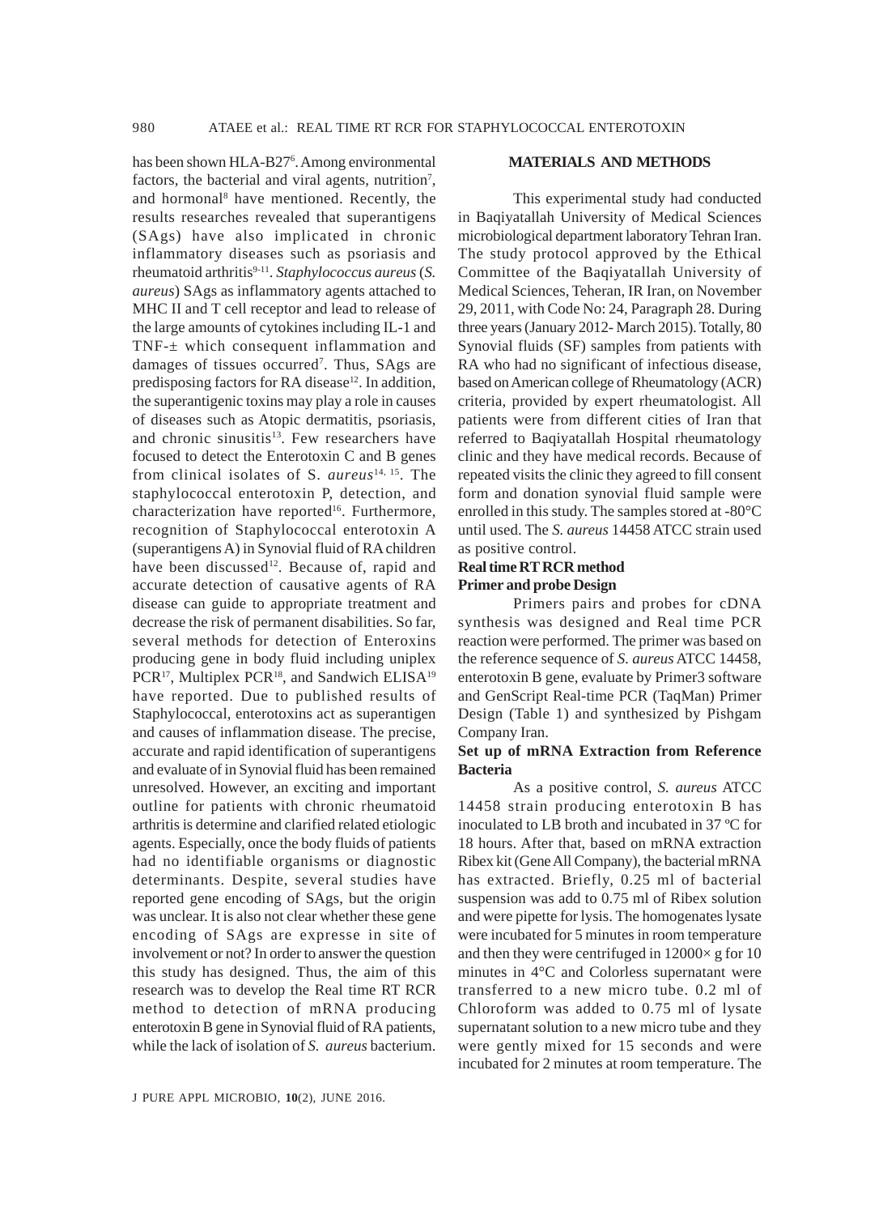has been shown HLA-B27[6]. Among environmental factors, the bacterial and viral agents, nutrition[7], and hormonal[8] have mentioned. Recently, the results researches revealed that superantigens (SAgs) have also implicated in chronic inflammatory diseases such as psoriasis and rheumatoid arthritis[9-11]. *Staphylococcus aureus* (*S. aureus*) SAgs as inflammatory agents attached to MHC II and T cell receptor and lead to release of the large amounts of cytokines including IL-1 and TNF-± which consequent inflammation and damages of tissues occurred[7]. Thus, SAgs are predisposing factors for RA disease[12]. In addition, the superantigenic toxins may play a role in causes of diseases such as Atopic dermatitis, psoriasis, and chronic sinusitis[13]. Few researchers have focused to detect the Enterotoxin C and B genes from clinical isolates of S. *aureus*[14, 15]. The staphylococcal enterotoxin P, detection, and characterization have reported[16]. Furthermore, recognition of Staphylococcal enterotoxin A (superantigens A) in Synovial fluid of RA children have been discussed[12]. Because of, rapid and accurate detection of causative agents of RA disease can guide to appropriate treatment and decrease the risk of permanent disabilities. So far, several methods for detection of Enteroxins producing gene in body fluid including uniplex PCR[17], Multiplex PCR[18], and Sandwich ELISA[19] have reported. Due to published results of Staphylococcal, enterotoxins act as superantigen and causes of inflammation disease. The precise, accurate and rapid identification of superantigens and evaluate of in Synovial fluid has been remained unresolved. However, an exciting and important outline for patients with chronic rheumatoid arthritis is determine and clarified related etiologic agents. Especially, once the body fluids of patients had no identifiable organisms or diagnostic determinants. Despite, several studies have reported gene encoding of SAgs, but the origin was unclear. It is also not clear whether these gene encoding of SAgs are expresse in site of involvement or not? In order to answer the question this study has designed. Thus, the aim of this research was to develop the Real time RT RCR method to detection of mRNA producing enterotoxin B gene in Synovial fluid of RA patients, while the lack of isolation of *S. aureus* bacterium.

## MATERIALS AND METHODS

This experimental study had conducted in Baqiyatallah University of Medical Sciences microbiological department laboratory Tehran Iran. The study protocol approved by the Ethical Committee of the Baqiyatallah University of Medical Sciences, Teheran, IR Iran, on November 29, 2011, with Code No: 24, Paragraph 28. During three years (January 2012- March 2015). Totally, 80 Synovial fluids (SF) samples from patients with RA who had no significant of infectious disease, based on American college of Rheumatology (ACR) criteria, provided by expert rheumatologist. All patients were from different cities of Iran that referred to Baqiyatallah Hospital rheumatology clinic and they have medical records. Because of repeated visits the clinic they agreed to fill consent form and donation synovial fluid sample were enrolled in this study. The samples stored at -80°C until used. The *S. aureus* 14458 ATCC strain used as positive control.

### Real time RT RCR method

### Primer and probe Design

Primers pairs and probes for cDNA synthesis was designed and Real time PCR reaction were performed. The primer was based on the reference sequence of *S. aureus* ATCC 14458, enterotoxin B gene, evaluate by Primer3 software and GenScript Real-time PCR (TaqMan) Primer Design (Table 1) and synthesized by Pishgam Company Iran.

### Set up of mRNA Extraction from Reference Bacteria

As a positive control, *S. aureus* ATCC 14458 strain producing enterotoxin B has inoculated to LB broth and incubated in 37 ºC for 18 hours. After that, based on mRNA extraction Ribex kit (Gene All Company), the bacterial mRNA has extracted. Briefly, 0.25 ml of bacterial suspension was add to 0.75 ml of Ribex solution and were pipette for lysis. The homogenates lysate were incubated for 5 minutes in room temperature and then they were centrifuged in 12000× g for 10 minutes in 4°C and Colorless supernatant were transferred to a new micro tube. 0.2 ml of Chloroform was added to 0.75 ml of lysate supernatant solution to a new micro tube and they were gently mixed for 15 seconds and were incubated for 2 minutes at room temperature. The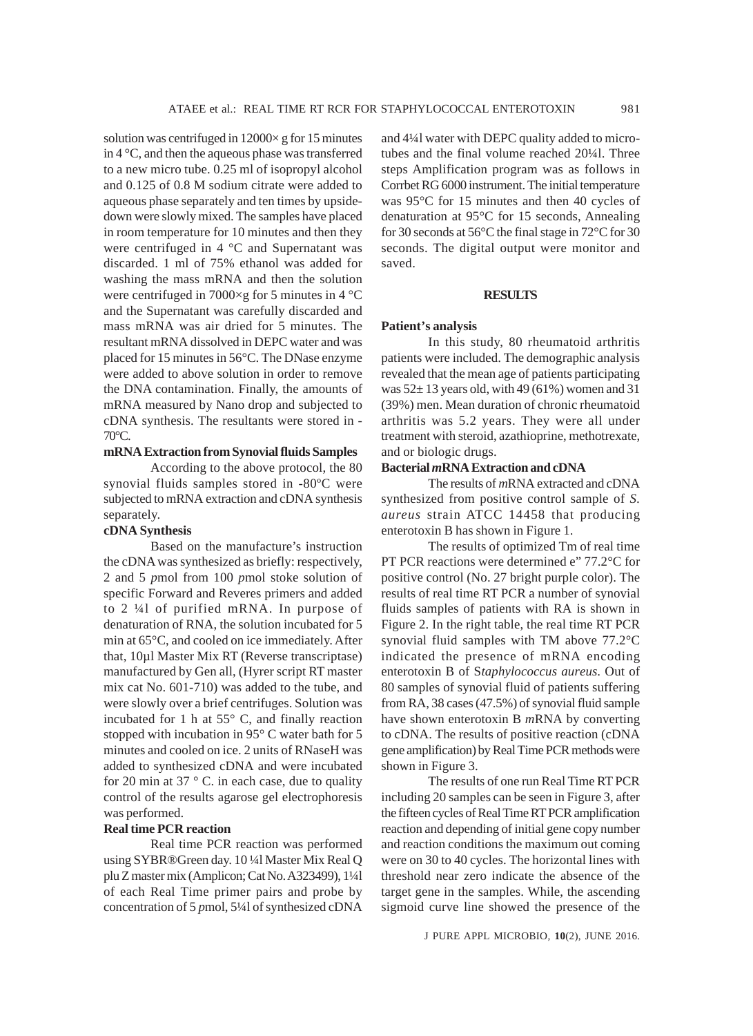solution was centrifuged in 12000× g for 15 minutes in 4 °C, and then the aqueous phase was transferred to a new micro tube. 0.25 ml of isopropyl alcohol and 0.125 of 0.8 M sodium citrate were added to aqueous phase separately and ten times by upside-down were slowly mixed. The samples have placed in room temperature for 10 minutes and then they were centrifuged in 4 °C and Supernatant was discarded. 1 ml of 75% ethanol was added for washing the mass mRNA and then the solution were centrifuged in 7000×g for 5 minutes in 4 °C and the Supernatant was carefully discarded and mass mRNA was air dried for 5 minutes. The resultant mRNA dissolved in DEPC water and was placed for 15 minutes in 56°C. The DNase enzyme were added to above solution in order to remove the DNA contamination. Finally, the amounts of mRNA measured by Nano drop and subjected to cDNA synthesis. The resultants were stored in -70ºC.

### mRNA Extraction from Synovial fluids Samples

According to the above protocol, the 80 synovial fluids samples stored in -80ºC were subjected to mRNA extraction and cDNA synthesis separately.

### cDNA Synthesis

Based on the manufacture's instruction the cDNA was synthesized as briefly: respectively, 2 and 5 *p*mol from 100 *p*mol stoke solution of specific Forward and Reveres primers and added to 2 ¼l of purified mRNA. In purpose of denaturation of RNA, the solution incubated for 5 min at 65°C, and cooled on ice immediately. After that, 10µl Master Mix RT (Reverse transcriptase) manufactured by Gen all, (Hyrer script RT master mix cat No. 601-710) was added to the tube, and were slowly over a brief centrifuges. Solution was incubated for 1 h at 55° C, and finally reaction stopped with incubation in 95° C water bath for 5 minutes and cooled on ice. 2 units of RNaseH was added to synthesized cDNA and were incubated for 20 min at 37 ° C. in each case, due to quality control of the results agarose gel electrophoresis was performed.

### Real time PCR reaction

Real time PCR reaction was performed using SYBR®Green day. 10 ¼l Master Mix Real Q plu Z master mix (Amplicon; Cat No. A323499), 1¼l of each Real Time primer pairs and probe by concentration of 5 *p*mol, 5¼l of synthesized cDNA and 4¼l water with DEPC quality added to micro-tubes and the final volume reached 20¼l. Three steps Amplification program was as follows in Corrbet RG 6000 instrument. The initial temperature was 95°C for 15 minutes and then 40 cycles of denaturation at 95°C for 15 seconds, Annealing for 30 seconds at 56°C the final stage in 72°C for 30 seconds. The digital output were monitor and saved.

## RESULTS

### Patient's analysis

In this study, 80 rheumatoid arthritis patients were included. The demographic analysis revealed that the mean age of patients participating was 52± 13 years old, with 49 (61%) women and 31 (39%) men. Mean duration of chronic rheumatoid arthritis was 5.2 years. They were all under treatment with steroid, azathioprine, methotrexate, and or biologic drugs.

### Bacterial *m*RNA Extraction and cDNA

The results of *m*RNA extracted and cDNA synthesized from positive control sample of *S. aureus* strain ATCC 14458 that producing enterotoxin B has shown in Figure 1.

The results of optimized Tm of real time PT PCR reactions were determined e" 77.2°C for positive control (No. 27 bright purple color). The results of real time RT PCR a number of synovial fluids samples of patients with RA is shown in Figure 2. In the right table, the real time RT PCR synovial fluid samples with TM above 77.2°C indicated the presence of mRNA encoding enterotoxin B of S*taphylococcus aureus*. Out of 80 samples of synovial fluid of patients suffering from RA, 38 cases (47.5%) of synovial fluid sample have shown enterotoxin B *m*RNA by converting to cDNA. The results of positive reaction (cDNA gene amplification) by Real Time PCR methods were shown in Figure 3.

The results of one run Real Time RT PCR including 20 samples can be seen in Figure 3, after the fifteen cycles of Real Time RT PCR amplification reaction and depending of initial gene copy number and reaction conditions the maximum out coming were on 30 to 40 cycles. The horizontal lines with threshold near zero indicate the absence of the target gene in the samples. While, the ascending sigmoid curve line showed the presence of the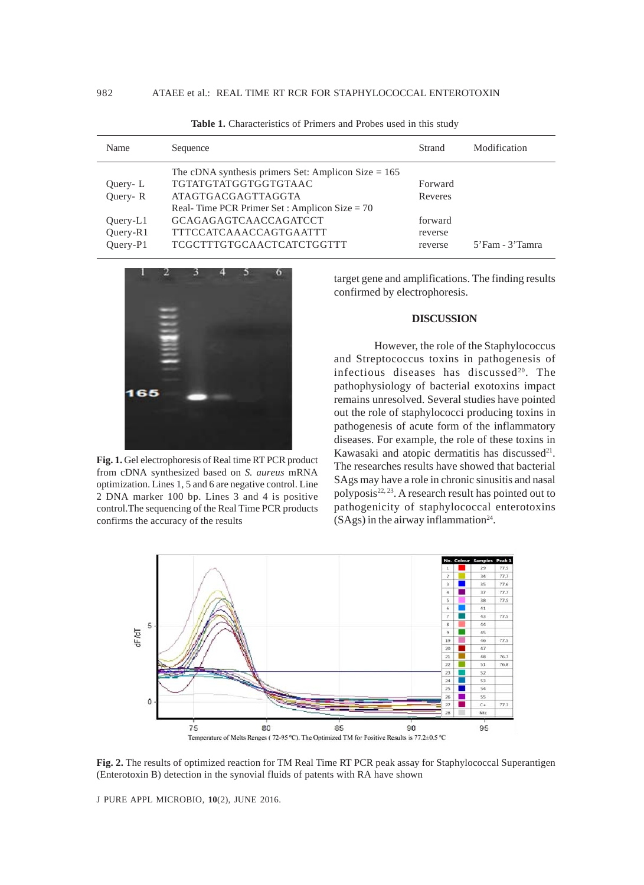**Table 1.** Characteristics of Primers and Probes used in this study

| Name | Sequence | Strand | Modification |
|---|---|---|---|
| | The cDNA synthesis primers Set: Amplicon Size = 165 | | |
| Query- L | TGTATGTATGGTGGTGTAAC | Forward | |
| Query- R | ATAGTGACGAGTTAGGTA | Reveres | |
| | Real- Time PCR Primer Set : Amplicon Size = 70 | | |
| Query-L1 | GCAGAGAGTCAACCAGATCCT | forward | |
| Query-R1 | TTTCCATCAAACCAGTGAATTT | reverse | |
| Query-P1 | TCGCTTTGTGCAACTCATCTGGTTT | reverse | 5'Fam - 3'Tamra |

**Fig. 1.** Gel electrophoresis of Real time RT PCR product from cDNA synthesized based on *S. aureus* mRNA optimization. Lines 1, 5 and 6 are negative control. Line 2 DNA marker 100 bp. Lines 3 and 4 is positive control.The sequencing of the Real Time PCR products confirms the accuracy of the results

target gene and amplifications. The finding results confirmed by electrophoresis.

## DISCUSSION

However, the role of the Staphylococcus and Streptococcus toxins in pathogenesis of infectious diseases has discussed[20]. The pathophysiology of bacterial exotoxins impact remains unresolved. Several studies have pointed out the role of staphylococci producing toxins in pathogenesis of acute form of the inflammatory diseases. For example, the role of these toxins in Kawasaki and atopic dermatitis has discussed[21]. The researches results have showed that bacterial SAgs may have a role in chronic sinusitis and nasal polyposis[22, 23]. A research result has pointed out to pathogenicity of staphylococcal enterotoxins (SAgs) in the airway inflammation[24].

**Fig. 2.** The results of optimized reaction for TM Real Time RT PCR peak assay for Staphylococcal Superantigen (Enterotoxin B) detection in the synovial fluids of patents with RA have shown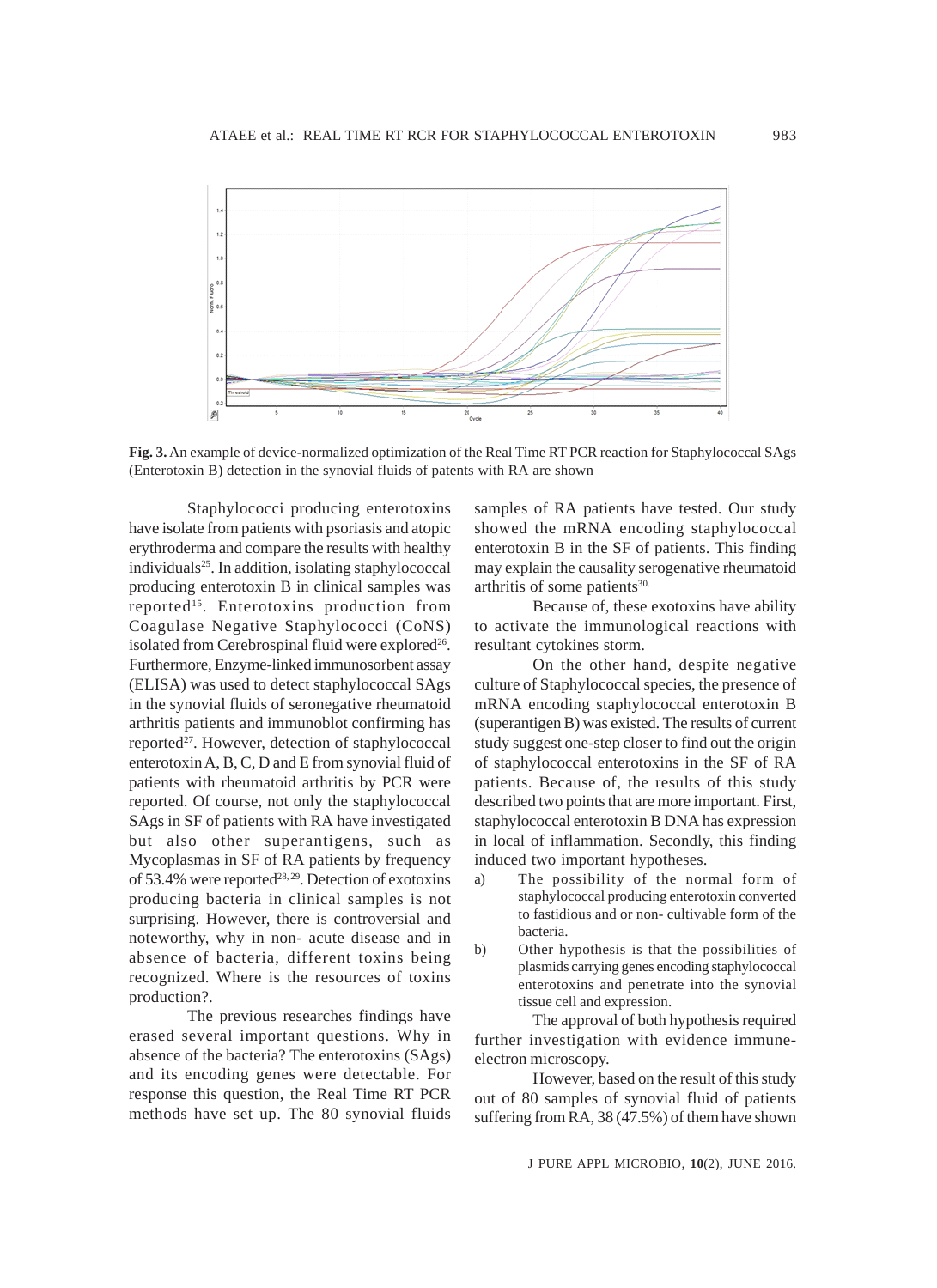**Fig. 3.** An example of device-normalized optimization of the Real Time RT PCR reaction for Staphylococcal SAgs (Enterotoxin B) detection in the synovial fluids of patents with RA are shown

Staphylococci producing enterotoxins have isolate from patients with psoriasis and atopic erythroderma and compare the results with healthy individuals[25]. In addition, isolating staphylococcal producing enterotoxin B in clinical samples was reported[15]. Enterotoxins production from Coagulase Negative Staphylococci (CoNS) isolated from Cerebrospinal fluid were explored[26]. Furthermore, Enzyme-linked immunosorbent assay (ELISA) was used to detect staphylococcal SAgs in the synovial fluids of seronegative rheumatoid arthritis patients and immunoblot confirming has reported[27]. However, detection of staphylococcal enterotoxin A, B, C, D and E from synovial fluid of patients with rheumatoid arthritis by PCR were reported. Of course, not only the staphylococcal SAgs in SF of patients with RA have investigated but also other superantigens, such as Mycoplasmas in SF of RA patients by frequency of 53.4% were reported[28, 29]. Detection of exotoxins producing bacteria in clinical samples is not surprising. However, there is controversial and noteworthy, why in non- acute disease and in absence of bacteria, different toxins being recognized. Where is the resources of toxins production?.

The previous researches findings have erased several important questions. Why in absence of the bacteria? The enterotoxins (SAgs) and its encoding genes were detectable. For response this question, the Real Time RT PCR methods have set up. The 80 synovial fluids samples of RA patients have tested. Our study showed the mRNA encoding staphylococcal enterotoxin B in the SF of patients. This finding may explain the causality serogenative rheumatoid arthritis of some patients[30].

Because of, these exotoxins have ability to activate the immunological reactions with resultant cytokines storm.

On the other hand, despite negative culture of Staphylococcal species, the presence of mRNA encoding staphylococcal enterotoxin B (superantigen B) was existed. The results of current study suggest one-step closer to find out the origin of staphylococcal enterotoxins in the SF of RA patients. Because of, the results of this study described two points that are more important. First, staphylococcal enterotoxin B DNA has expression in local of inflammation. Secondly, this finding induced two important hypotheses.

a) The possibility of the normal form of staphylococcal producing enterotoxin converted to fastidious and or non- cultivable form of the bacteria.
b) Other hypothesis is that the possibilities of plasmids carrying genes encoding staphylococcal enterotoxins and penetrate into the synovial tissue cell and expression.

The approval of both hypothesis required further investigation with evidence immune-electron microscopy.

However, based on the result of this study out of 80 samples of synovial fluid of patients suffering from RA, 38 (47.5%) of them have shown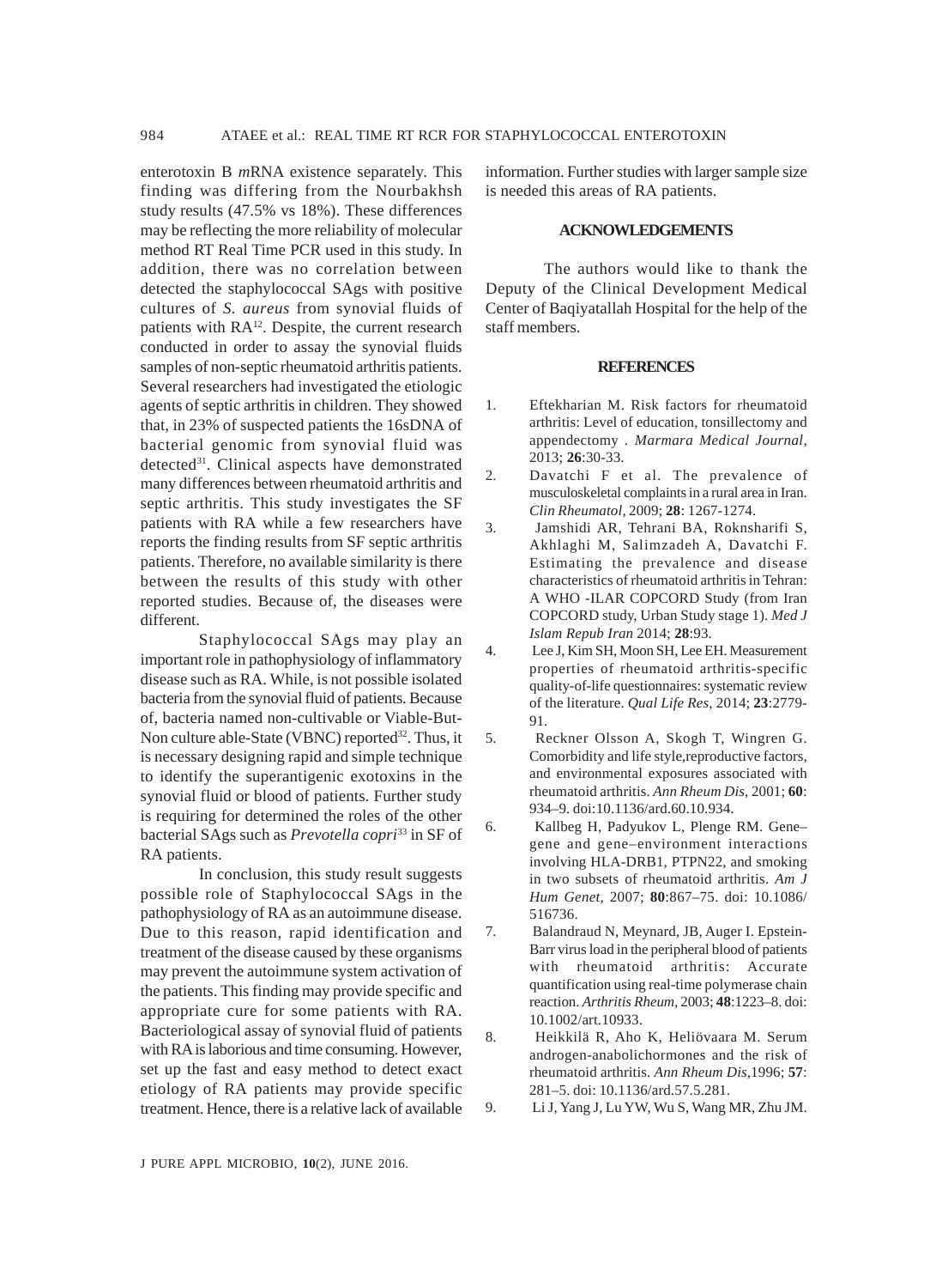enterotoxin B *m*RNA existence separately. This finding was differing from the Nourbakhsh study results (47.5% vs 18%). These differences may be reflecting the more reliability of molecular method RT Real Time PCR used in this study. In addition, there was no correlation between detected the staphylococcal SAgs with positive cultures of *S. aureus* from synovial fluids of patients with RA[12]. Despite, the current research conducted in order to assay the synovial fluids samples of non-septic rheumatoid arthritis patients. Several researchers had investigated the etiologic agents of septic arthritis in children. They showed that, in 23% of suspected patients the 16sDNA of bacterial genomic from synovial fluid was detected[31]. Clinical aspects have demonstrated many differences between rheumatoid arthritis and septic arthritis. This study investigates the SF patients with RA while a few researchers have reports the finding results from SF septic arthritis patients. Therefore, no available similarity is there between the results of this study with other reported studies. Because of, the diseases were different.

Staphylococcal SAgs may play an important role in pathophysiology of inflammatory disease such as RA. While, is not possible isolated bacteria from the synovial fluid of patients. Because of, bacteria named non-cultivable or Viable-But-Non culture able-State (VBNC) reported[32]. Thus, it is necessary designing rapid and simple technique to identify the superantigenic exotoxins in the synovial fluid or blood of patients. Further study is requiring for determined the roles of the other bacterial SAgs such as *Prevotella copri*[33] in SF of RA patients.

In conclusion, this study result suggests possible role of Staphylococcal SAgs in the pathophysiology of RA as an autoimmune disease. Due to this reason, rapid identification and treatment of the disease caused by these organisms may prevent the autoimmune system activation of the patients. This finding may provide specific and appropriate cure for some patients with RA. Bacteriological assay of synovial fluid of patients with RA is laborious and time consuming. However, set up the fast and easy method to detect exact etiology of RA patients may provide specific treatment. Hence, there is a relative lack of available information. Further studies with larger sample size is needed this areas of RA patients.

## ACKNOWLEDGEMENTS

The authors would like to thank the Deputy of the Clinical Development Medical Center of Baqiyatallah Hospital for the help of the staff members.

## REFERENCES

1. Eftekharian M. Risk factors for rheumatoid arthritis: Level of education, tonsillectomy and appendectomy . *Marmara Medical Journal*, 2013; **26**:30-33.
2. Davatchi F et al. The prevalence of musculoskeletal complaints in a rural area in Iran. *Clin Rheumatol*, 2009; **28**: 1267-1274.
3. Jamshidi AR, Tehrani BA, Roknsharifi S, Akhlaghi M, Salimzadeh A, Davatchi F. Estimating the prevalence and disease characteristics of rheumatoid arthritis in Tehran: A WHO -ILAR COPCORD Study (from Iran COPCORD study, Urban Study stage 1). *Med J Islam Repub Iran* 2014; **28**:93.
4. Lee J, Kim SH, Moon SH, Lee EH. Measurement properties of rheumatoid arthritis-specific quality-of-life questionnaires: systematic review of the literature. *Qual Life Res*, 2014; **23**:2779-91.
5. Reckner Olsson A, Skogh T, Wingren G. Comorbidity and life style,reproductive factors, and environmental exposures associated with rheumatoid arthritis. *Ann Rheum Dis*, 2001; **60**: 934–9. doi:10.1136/ard.60.10.934.
6. Kallbeg H, Padyukov L, Plenge RM. Gene–gene and gene–environment interactions involving HLA-DRB1, PTPN22, and smoking in two subsets of rheumatoid arthritis. *Am J Hum Genet*, 2007; **80**:867–75. doi: 10.1086/516736.
7. Balandraud N, Meynard, JB, Auger I. Epstein-Barr virus load in the peripheral blood of patients with rheumatoid arthritis: Accurate quantification using real-time polymerase chain reaction. *Arthritis Rheum*, 2003; **48**:1223–8. doi: 10.1002/art.10933.
8. Heikkilä R, Aho K, Heliövaara M. Serum androgen-anabolichormones and the risk of rheumatoid arthritis. *Ann Rheum Dis*,1996; **57**: 281–5. doi: 10.1136/ard.57.5.281.
9. Li J, Yang J, Lu YW, Wu S, Wang MR, Zhu JM.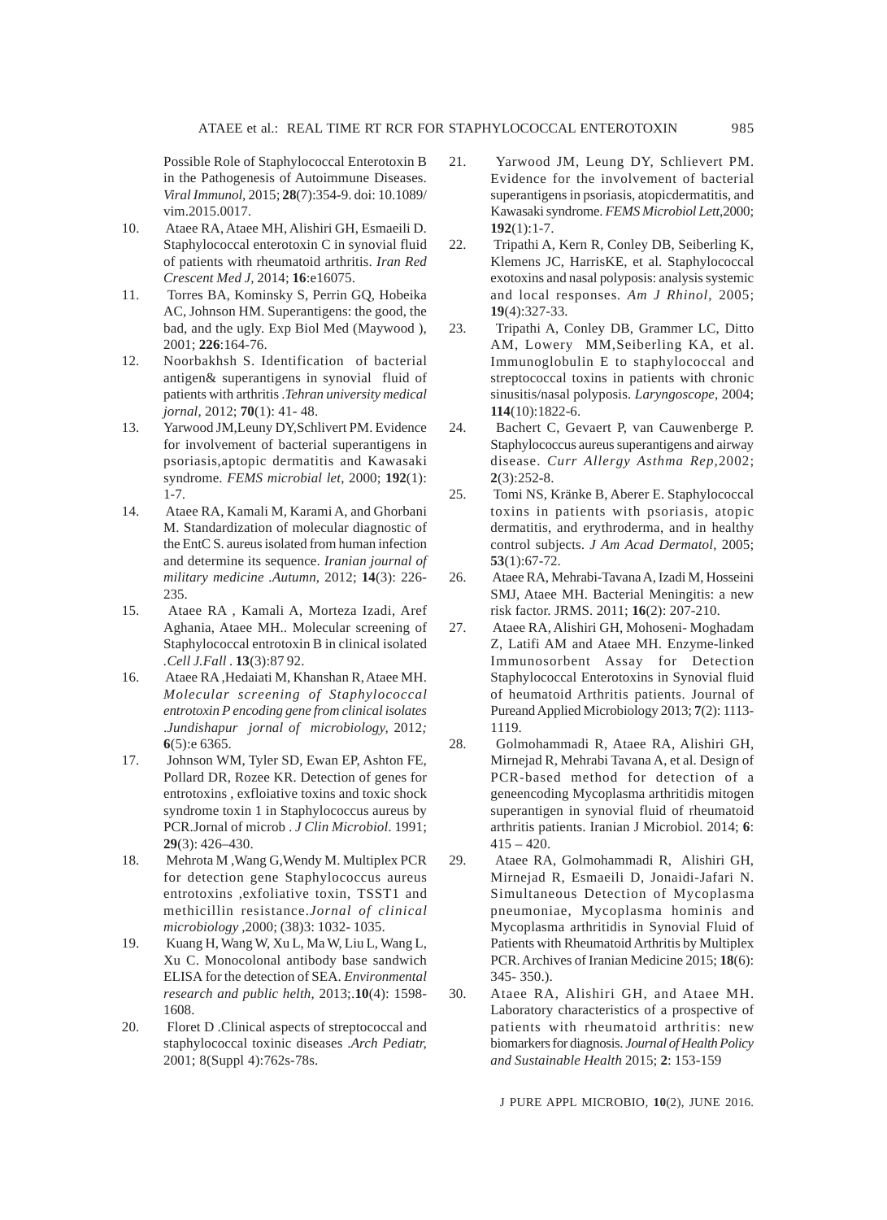Possible Role of Staphylococcal Enterotoxin B in the Pathogenesis of Autoimmune Diseases. *Viral Immunol*, 2015; **28**(7):354-9. doi: 10.1089/vim.2015.0017.

10. Ataee RA, Ataee MH, Alishiri GH, Esmaeili D. Staphylococcal enterotoxin C in synovial fluid of patients with rheumatoid arthritis. *Iran Red Crescent Med J*, 2014; **16**:e16075.
11. Torres BA, Kominsky S, Perrin GQ, Hobeika AC, Johnson HM. Superantigens: the good, the bad, and the ugly. Exp Biol Med (Maywood ), 2001; **226**:164-76.
12. Noorbakhsh S. Identification of bacterial antigen& superantigens in synovial fluid of patients with arthritis .*Tehran university medical jornal*, 2012; **70**(1): 41- 48.
13. Yarwood JM,Leuny DY,Schlivert PM. Evidence for involvement of bacterial superantigens in psoriasis,aptopic dermatitis and Kawasaki syndrome. *FEMS microbial let*, 2000; **192**(1): 1-7.
14. Ataee RA, Kamali M, Karami A, and Ghorbani M. Standardization of molecular diagnostic of the EntC S. aureus isolated from human infection and determine its sequence. *Iranian journal of military medicine .Autumn*, 2012; **14**(3): 226-235.
15. Ataee RA , Kamali A, Morteza Izadi, Aref Aghania, Ataee MH.. Molecular screening of Staphylococcal entrotoxin B in clinical isolated .*Cell J.Fall* . **13**(3):87 92.
16. Ataee RA ,Hedaiati M, Khanshan R, Ataee MH. *Molecular screening of Staphylococcal entrotoxin P encoding gene from clinical isolates .Jundishapur jornal of microbiology*, 2012*;* **6**(5):e 6365.
17. Johnson WM, Tyler SD, Ewan EP, Ashton FE, Pollard DR, Rozee KR. Detection of genes for entrotoxins , exfloiative toxins and toxic shock syndrome toxin 1 in Staphylococcus aureus by PCR.Jornal of microb . *J Clin Microbiol*. 1991; **29**(3): 426–430.
18. Mehrota M ,Wang G,Wendy M. Multiplex PCR for detection gene Staphylococcus aureus entrotoxins ,exfoliative toxin, TSST1 and methicillin resistance.*Jornal of clinical microbiology* ,2000; (38)3: 1032- 1035.
19. Kuang H, Wang W, Xu L, Ma W, Liu L, Wang L, Xu C. Monocolonal antibody base sandwich ELISA for the detection of SEA. *Environmental research and public helth*, 2013;.**10**(4): 1598-1608.
20. Floret D .Clinical aspects of streptococcal and staphylococcal toxinic diseases .*Arch Pediatr,* 2001; 8(Suppl 4):762s-78s.
21. Yarwood JM, Leung DY, Schlievert PM. Evidence for the involvement of bacterial superantigens in psoriasis, atopicdermatitis, and Kawasaki syndrome. *FEMS Microbiol Lett*,2000; **192**(1):1-7.
22. Tripathi A, Kern R, Conley DB, Seiberling K, Klemens JC, HarrisKE, et al. Staphylococcal exotoxins and nasal polyposis: analysis systemic and local responses. *Am J Rhinol*, 2005; **19**(4):327-33.
23. Tripathi A, Conley DB, Grammer LC, Ditto AM, Lowery MM,Seiberling KA, et al. Immunoglobulin E to staphylococcal and streptococcal toxins in patients with chronic sinusitis/nasal polyposis. *Laryngoscope*, 2004; **114**(10):1822-6.
24. Bachert C, Gevaert P, van Cauwenberge P. Staphylococcus aureus superantigens and airway disease. *Curr Allergy Asthma Rep,*2002; **2**(3):252-8.
25. Tomi NS, Kränke B, Aberer E. Staphylococcal toxins in patients with psoriasis, atopic dermatitis, and erythroderma, and in healthy control subjects. *J Am Acad Dermatol*, 2005; **53**(1):67-72.
26. Ataee RA, Mehrabi-Tavana A, Izadi M, Hosseini SMJ, Ataee MH. Bacterial Meningitis: a new risk factor. JRMS. 2011; **16**(2): 207-210.
27. Ataee RA, Alishiri GH, Mohoseni- Moghadam Z, Latifi AM and Ataee MH. Enzyme-linked Immunosorbent Assay for Detection Staphylococcal Enterotoxins in Synovial fluid of heumatoid Arthritis patients. Journal of PureandApplied Microbiology 2013; **7**(2): 1113-1119.
28. Golmohammadi R, Ataee RA, Alishiri GH, Mirnejad R, Mehrabi Tavana A, et al. Design of PCR-based method for detection of a geneencoding Mycoplasma arthritidis mitogen superantigen in synovial fluid of rheumatoid arthritis patients. Iranian J Microbiol. 2014; **6**: 415 – 420.
29. Ataee RA, Golmohammadi R, Alishiri GH, Mirnejad R, Esmaeili D, Jonaidi-Jafari N. Simultaneous Detection of Mycoplasma pneumoniae, Mycoplasma hominis and Mycoplasma arthritidis in Synovial Fluid of Patients with Rheumatoid Arthritis by Multiplex PCR. Archives of Iranian Medicine 2015; **18**(6): 345- 350.).
30. Ataee RA, Alishiri GH, and Ataee MH. Laboratory characteristics of a prospective of patients with rheumatoid arthritis: new biomarkers for diagnosis. *Journal of Health Policy and Sustainable Health* 2015; **2**: 153-159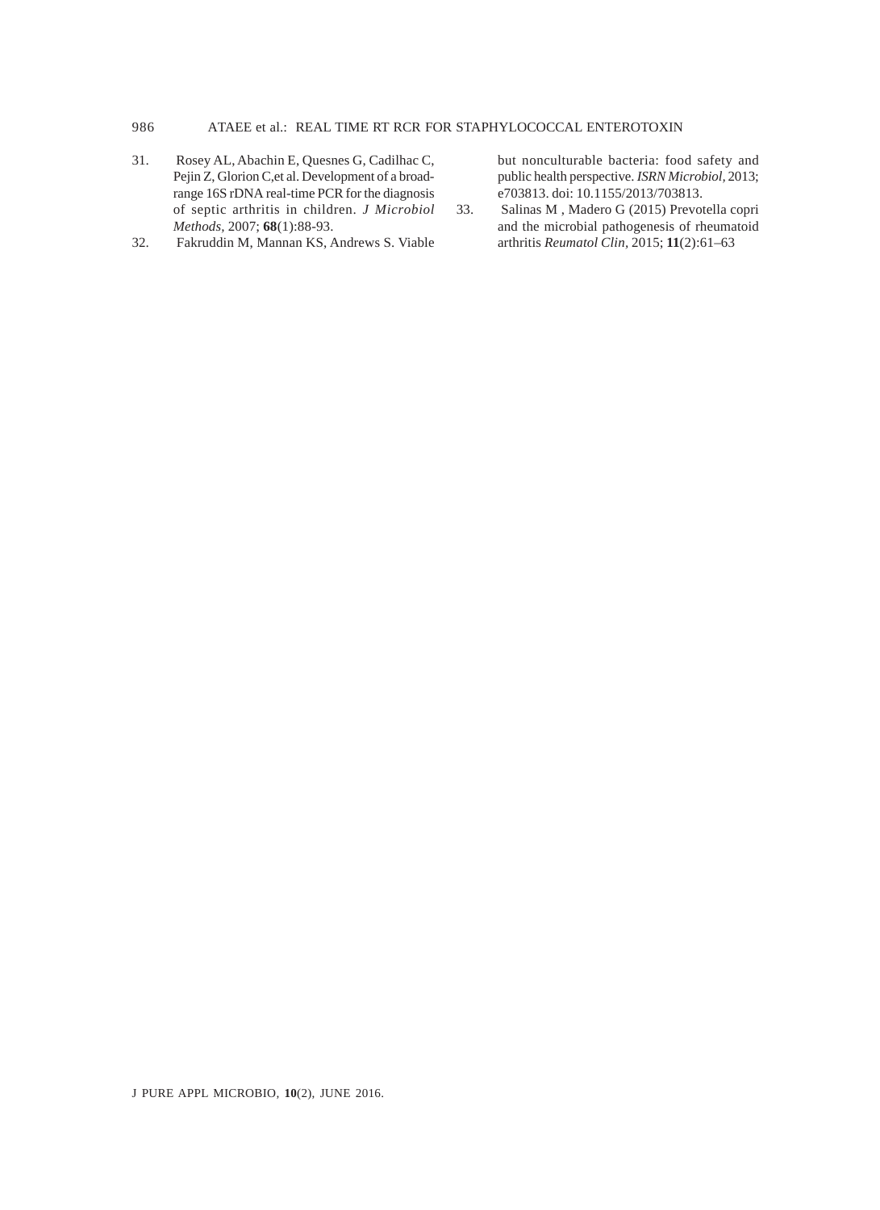31. Rosey AL, Abachin E, Quesnes G, Cadilhac C, Pejin Z, Glorion C,et al. Development of a broad-range 16S rDNA real-time PCR for the diagnosis of septic arthritis in children. *J Microbiol Methods,* 2007; **68**(1):88-93.
32. Fakruddin M, Mannan KS, Andrews S. Viable but nonculturable bacteria: food safety and public health perspective. *ISRN Microbiol,* 2013; e703813. doi: 10.1155/2013/703813.
33. Salinas M , Madero G (2015) Prevotella copri and the microbial pathogenesis of rheumatoid arthritis *Reumatol Clin,* 2015; **11**(2):61–63